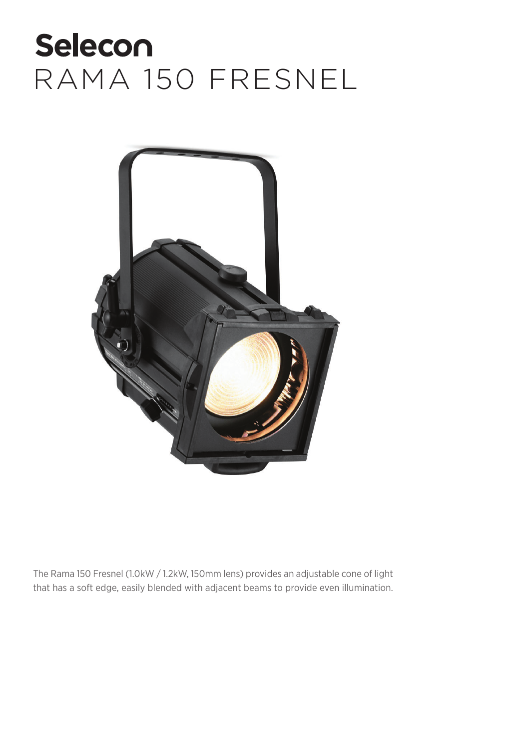# Selecon
# RAMA 150 FRESNEL

The Rama 150 Fresnel (1.0kW / 1.2kW, 150mm lens) provides an adjustable cone of light that has a soft edge, easily blended with adjacent beams to provide even illumination.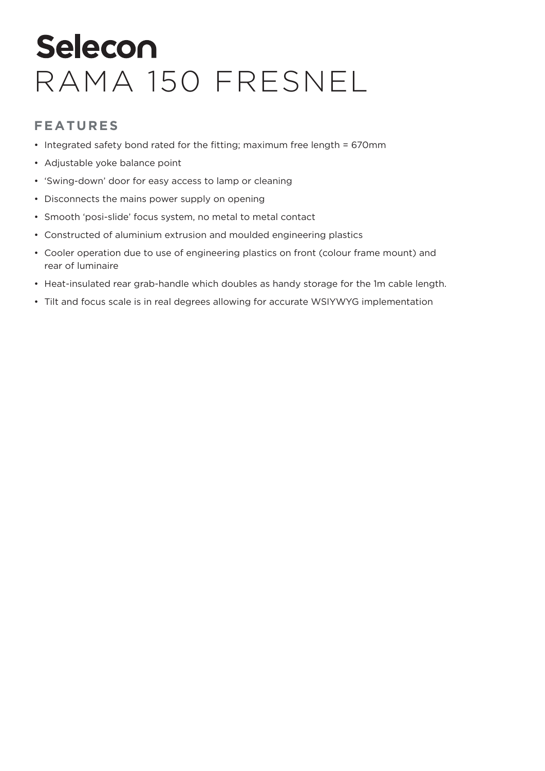# Selecon
# RAMA 150 FRESNEL

## FEATURES

- Integrated safety bond rated for the fitting; maximum free length = 670mm
- Adjustable yoke balance point
- 'Swing-down' door for easy access to lamp or cleaning
- Disconnects the mains power supply on opening
- Smooth 'posi-slide' focus system, no metal to metal contact
- Constructed of aluminium extrusion and moulded engineering plastics
- Cooler operation due to use of engineering plastics on front (colour frame mount) and rear of luminaire
- Heat-insulated rear grab-handle which doubles as handy storage for the 1m cable length.
- Tilt and focus scale is in real degrees allowing for accurate WSIYWYG implementation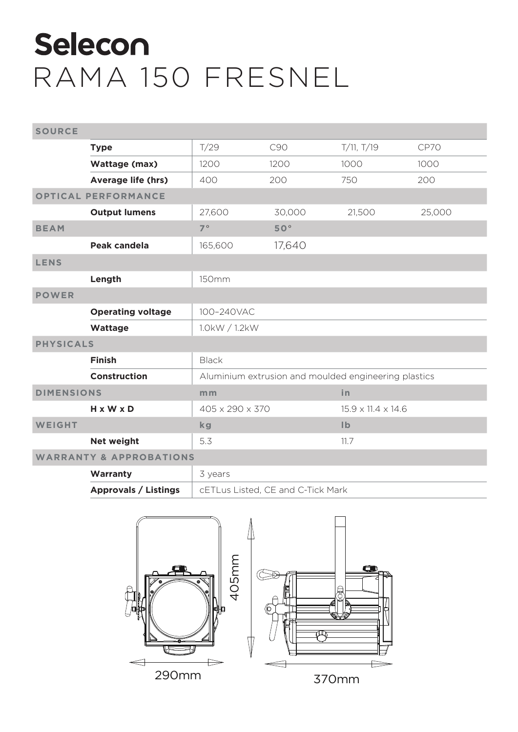# Selecon
# RAMA 150 FRESNEL

| SOURCE | | | | | |
|---|---|---|---|---|---|
| | **Type** | T/29 | C90 | T/11, T/19 | CP70 |
| | **Wattage (max)** | 1200 | 1200 | 1000 | 1000 |
| | **Average life (hrs)** | 400 | 200 | 750 | 200 |
| **OPTICAL PERFORMANCE** | | | | | |
| | **Output lumens** | 27,600 | 30,000 | 21,500 | 25,000 |
| **BEAM** | | 7° | 50° | | |
| | **Peak candela** | 165,600 | 17,640 | | |
| **LENS** | | | | | |
| | **Length** | 150mm | | | |
| **POWER** | | | | | |
| | **Operating voltage** | 100–240VAC | | | |
| | **Wattage** | 1.0kW / 1.2kW | | | |
| **PHYSICALS** | | | | | |
| | **Finish** | Black | | | |
| | **Construction** | Aluminium extrusion and moulded engineering plastics | | | |
| **DIMENSIONS** | | mm | | in | |
| | **H x W x D** | 405 x 290 x 370 | | 15.9 x 11.4 x 14.6 | |
| **WEIGHT** | | kg | | lb | |
| | **Net weight** | 5.3 | | 11.7 | |
| **WARRANTY & APPROBATIONS** | | | | | |
| | **Warranty** | 3 years | | | |
| | **Approvals / Listings** | cETLus Listed, CE and C-Tick Mark | | | |

405mm

290mm

370mm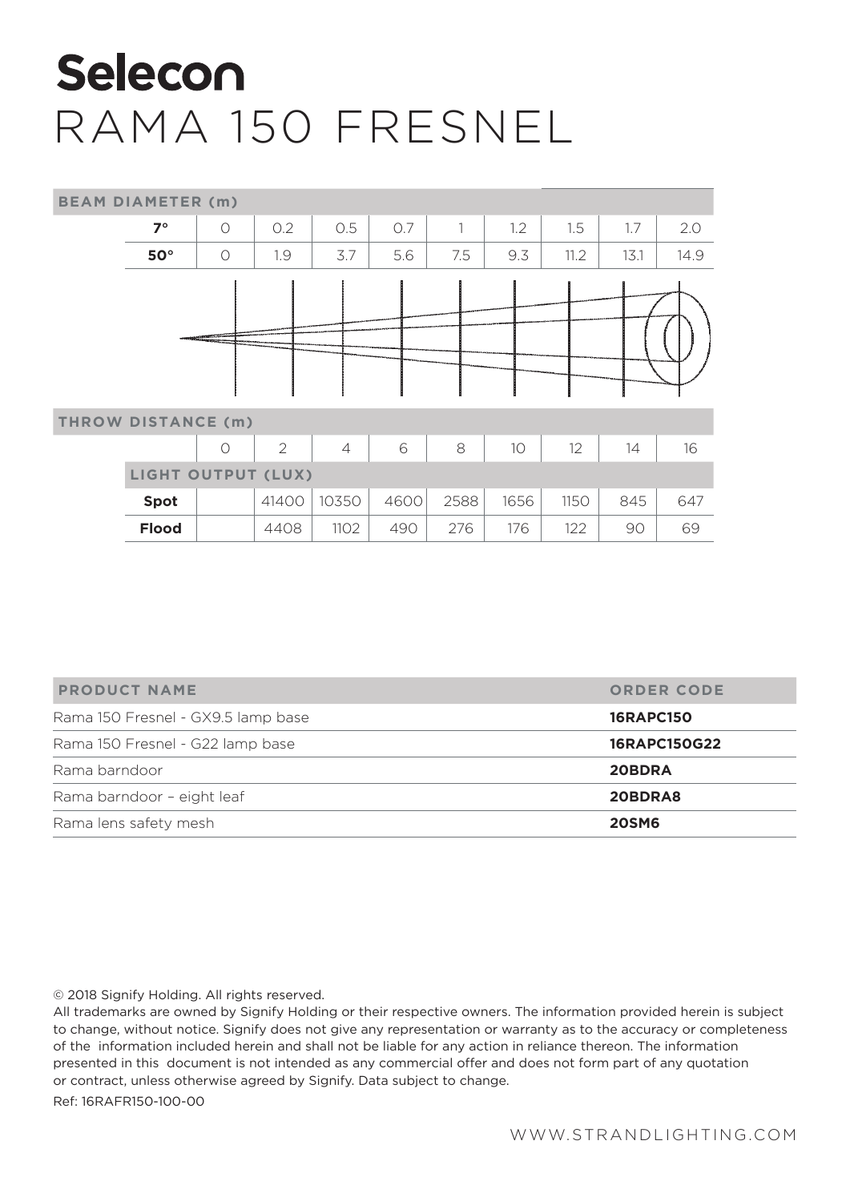# Selecon

# RAMA 150 FRESNEL

**BEAM DIAMETER (m)**

| | | | | | | | | | |
|---|---|---|---|---|---|---|---|---|---|
| **7°** | 0 | 0.2 | 0.5 | 0.7 | 1 | 1.2 | 1.5 | 1.7 | 2.0 |
| **50°** | 0 | 1.9 | 3.7 | 5.6 | 7.5 | 9.3 | 11.2 | 13.1 | 14.9 |

**THROW DISTANCE (m)**

| | 0 | 2 | 4 | 6 | 8 | 10 | 12 | 14 | 16 |
|---|---|---|---|---|---|---|---|---|---|
| **LIGHT OUTPUT (LUX)** | | | | | | | | | |
| **Spot** | | 41400 | 10350 | 4600 | 2588 | 1656 | 1150 | 845 | 647 |
| **Flood** | | 4408 | 1102 | 490 | 276 | 176 | 122 | 90 | 69 |

| PRODUCT NAME | ORDER CODE |
|---|---|
| Rama 150 Fresnel - GX9.5 lamp base | **16RAPC150** |
| Rama 150 Fresnel - G22 lamp base | **16RAPC150G22** |
| Rama barndoor | **20BDRA** |
| Rama barndoor – eight leaf | **20BDRA8** |
| Rama lens safety mesh | **20SM6** |

© 2018 Signify Holding. All rights reserved.
All trademarks are owned by Signify Holding or their respective owners. The information provided herein is subject to change, without notice. Signify does not give any representation or warranty as to the accuracy or completeness of the information included herein and shall not be liable for any action in reliance thereon. The information presented in this document is not intended as any commercial offer and does not form part of any quotation or contract, unless otherwise agreed by Signify. Data subject to change.

Ref: 16RAFR150-100-00

WWW.STRANDLIGHTING.COM